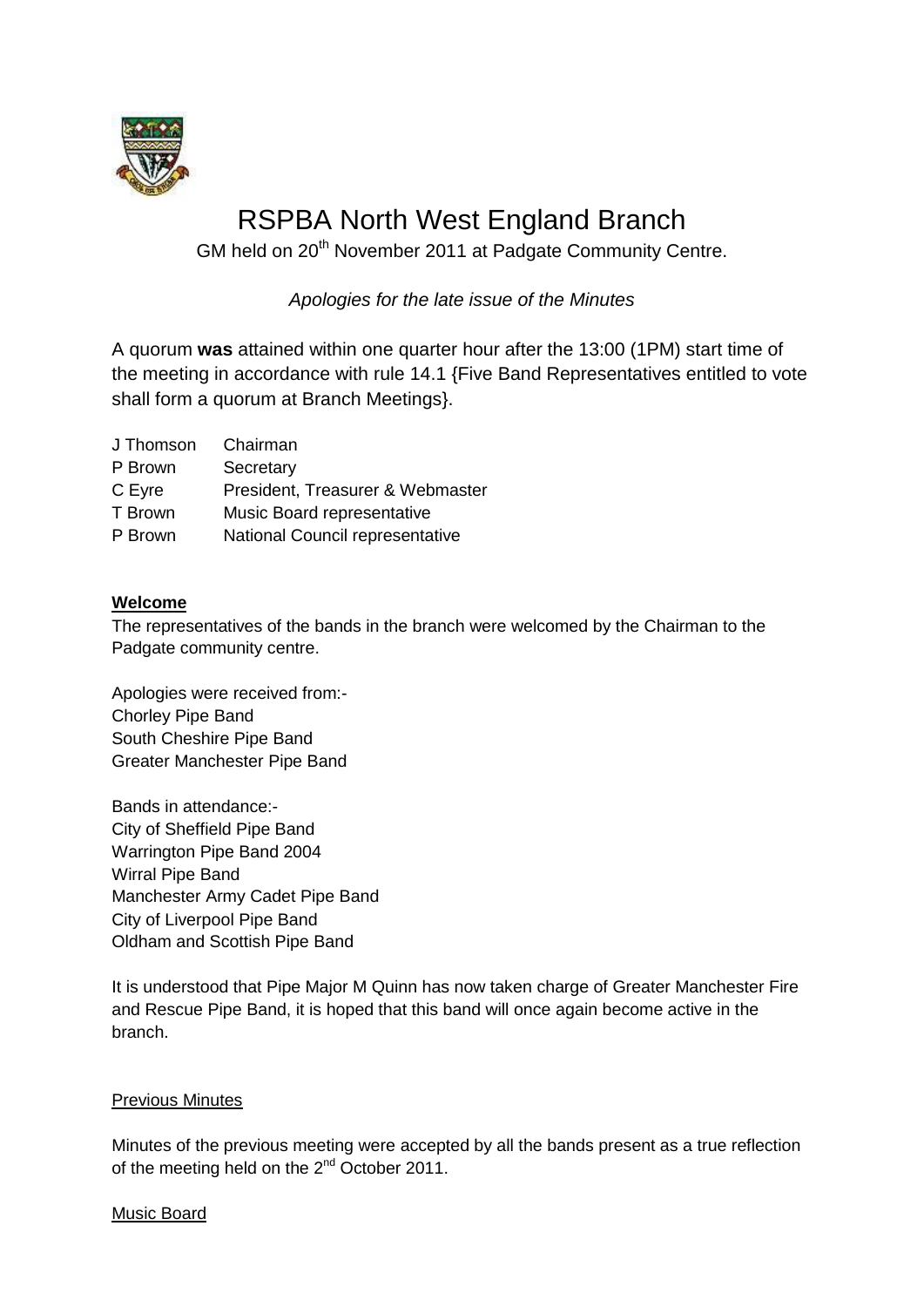# RSPBA North West England Branch

GM held on 20th November 2011 at Padgate Community Centre.

*Apologies for the late issue of the Minutes*

A quorum **was** attained within one quarter hour after the 13:00 (1PM) start time of the meeting in accordance with rule 14.1 {Five Band Representatives entitled to vote shall form a quorum at Branch Meetings}.

| | |
|---|---|
| J Thomson | Chairman |
| P Brown | Secretary |
| C Eyre | President, Treasurer & Webmaster |
| T Brown | Music Board representative |
| P Brown | National Council representative |

**Welcome**

The representatives of the bands in the branch were welcomed by the Chairman to the Padgate community centre.

Apologies were received from:-
Chorley Pipe Band
South Cheshire Pipe Band
Greater Manchester Pipe Band

Bands in attendance:-
City of Sheffield Pipe Band
Warrington Pipe Band 2004
Wirral Pipe Band
Manchester Army Cadet Pipe Band
City of Liverpool Pipe Band
Oldham and Scottish Pipe Band

It is understood that Pipe Major M Quinn has now taken charge of Greater Manchester Fire and Rescue Pipe Band, it is hoped that this band will once again become active in the branch.

Previous Minutes

Minutes of the previous meeting were accepted by all the bands present as a true reflection of the meeting held on the 2nd October 2011.

Music Board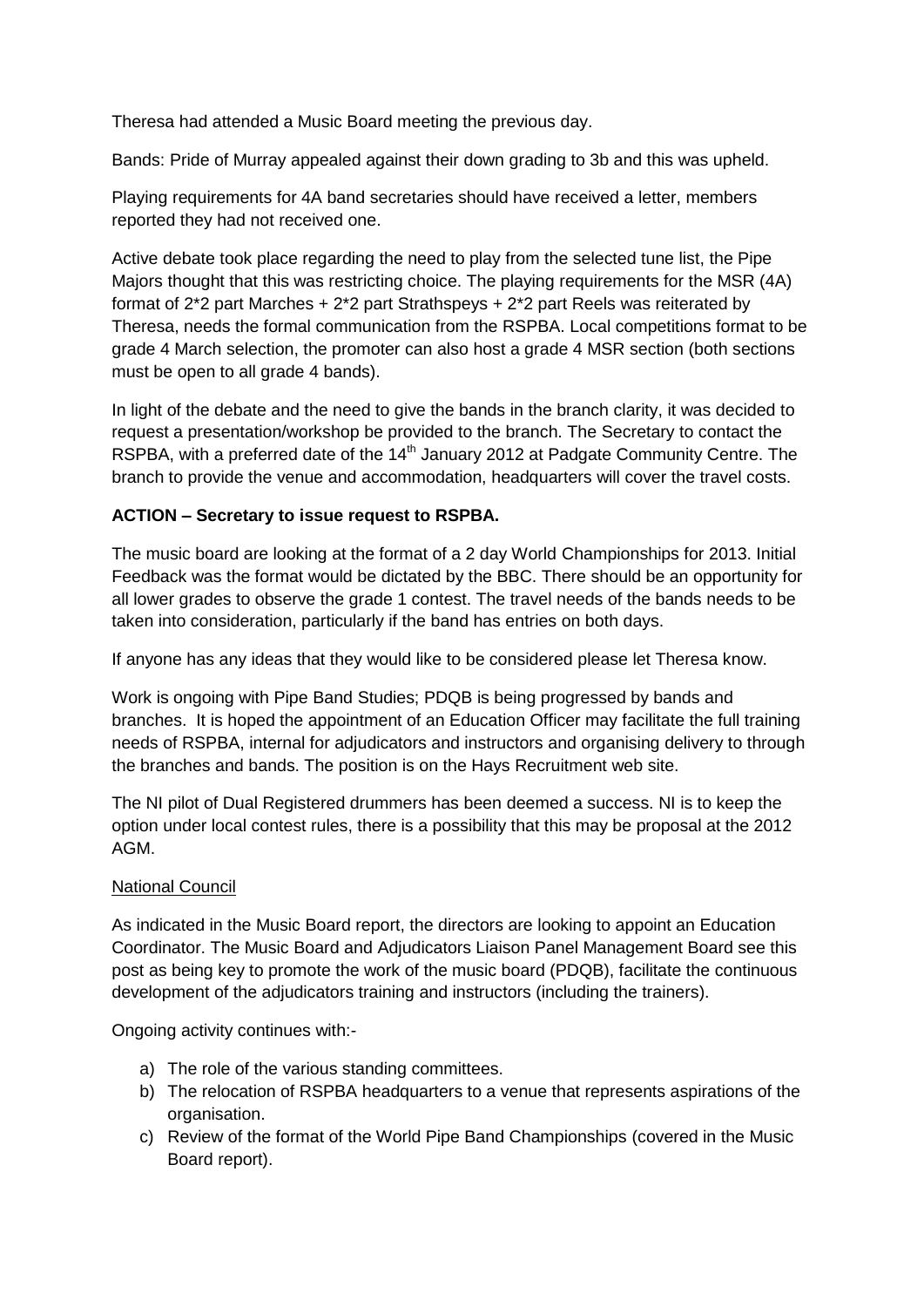Theresa had attended a Music Board meeting the previous day.

Bands: Pride of Murray appealed against their down grading to 3b and this was upheld.

Playing requirements for 4A band secretaries should have received a letter, members reported they had not received one.

Active debate took place regarding the need to play from the selected tune list, the Pipe Majors thought that this was restricting choice. The playing requirements for the MSR (4A) format of 2*2 part Marches + 2*2 part Strathspeys + 2*2 part Reels was reiterated by Theresa, needs the formal communication from the RSPBA. Local competitions format to be grade 4 March selection, the promoter can also host a grade 4 MSR section (both sections must be open to all grade 4 bands).

In light of the debate and the need to give the bands in the branch clarity, it was decided to request a presentation/workshop be provided to the branch. The Secretary to contact the RSPBA, with a preferred date of the 14th January 2012 at Padgate Community Centre. The branch to provide the venue and accommodation, headquarters will cover the travel costs.

**ACTION – Secretary to issue request to RSPBA.**

The music board are looking at the format of a 2 day World Championships for 2013. Initial Feedback was the format would be dictated by the BBC. There should be an opportunity for all lower grades to observe the grade 1 contest. The travel needs of the bands needs to be taken into consideration, particularly if the band has entries on both days.

If anyone has any ideas that they would like to be considered please let Theresa know.

Work is ongoing with Pipe Band Studies; PDQB is being progressed by bands and branches. It is hoped the appointment of an Education Officer may facilitate the full training needs of RSPBA, internal for adjudicators and instructors and organising delivery to through the branches and bands. The position is on the Hays Recruitment web site.

The NI pilot of Dual Registered drummers has been deemed a success. NI is to keep the option under local contest rules, there is a possibility that this may be proposal at the 2012 AGM.

<u>National Council</u>

As indicated in the Music Board report, the directors are looking to appoint an Education Coordinator. The Music Board and Adjudicators Liaison Panel Management Board see this post as being key to promote the work of the music board (PDQB), facilitate the continuous development of the adjudicators training and instructors (including the trainers).

Ongoing activity continues with:-

a) The role of the various standing committees.
b) The relocation of RSPBA headquarters to a venue that represents aspirations of the organisation.
c) Review of the format of the World Pipe Band Championships (covered in the Music Board report).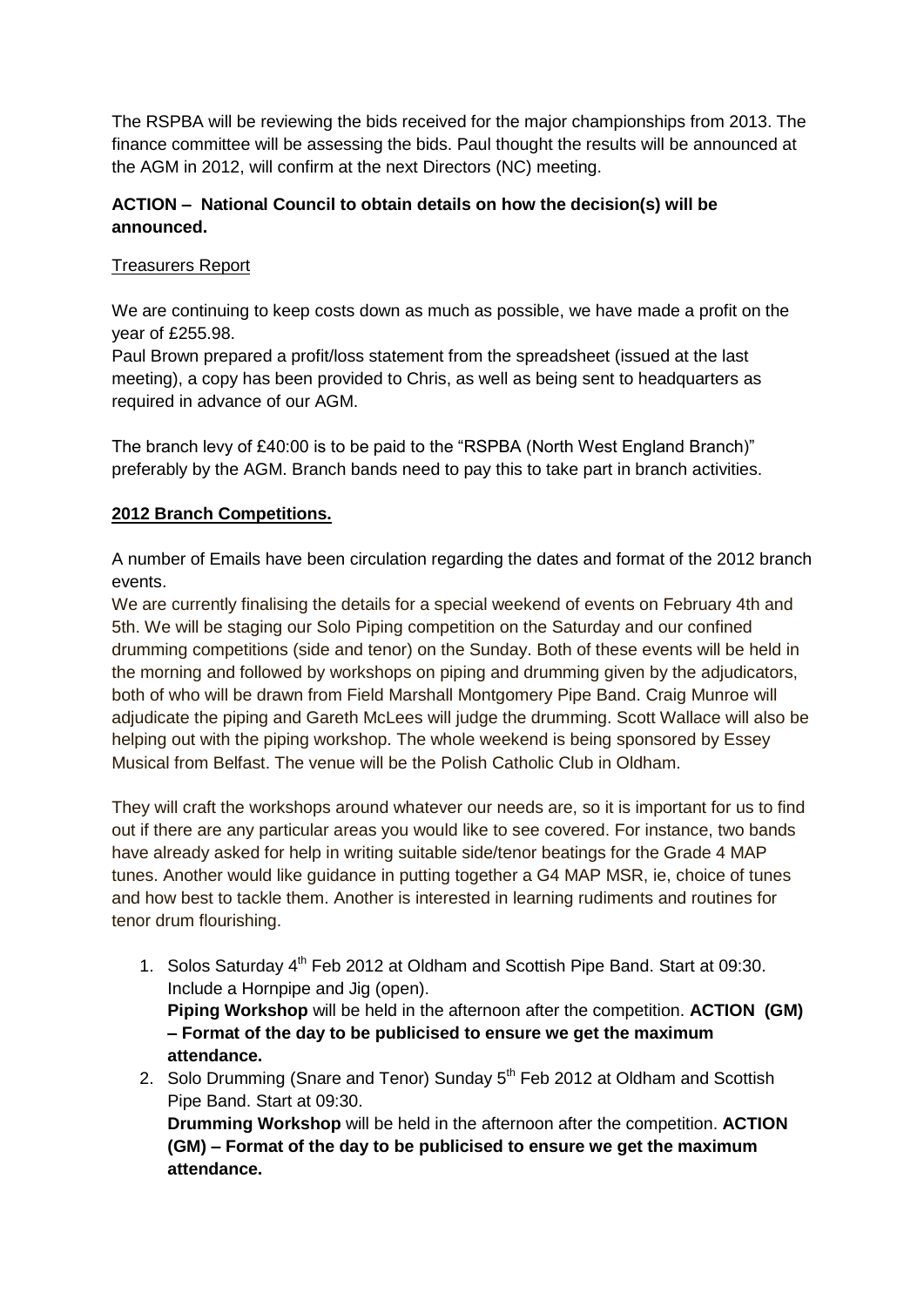The RSPBA will be reviewing the bids received for the major championships from 2013. The finance committee will be assessing the bids. Paul thought the results will be announced at the AGM in 2012, will confirm at the next Directors (NC) meeting.

**ACTION – National Council to obtain details on how the decision(s) will be announced.**

Treasurers Report

We are continuing to keep costs down as much as possible, we have made a profit on the year of £255.98.
Paul Brown prepared a profit/loss statement from the spreadsheet (issued at the last meeting), a copy has been provided to Chris, as well as being sent to headquarters as required in advance of our AGM.

The branch levy of £40:00 is to be paid to the "RSPBA (North West England Branch)" preferably by the AGM. Branch bands need to pay this to take part in branch activities.

**2012 Branch Competitions.**

A number of Emails have been circulation regarding the dates and format of the 2012 branch events.
We are currently finalising the details for a special weekend of events on February 4th and 5th. We will be staging our Solo Piping competition on the Saturday and our confined drumming competitions (side and tenor) on the Sunday. Both of these events will be held in the morning and followed by workshops on piping and drumming given by the adjudicators, both of who will be drawn from Field Marshall Montgomery Pipe Band. Craig Munroe will adjudicate the piping and Gareth McLees will judge the drumming. Scott Wallace will also be helping out with the piping workshop. The whole weekend is being sponsored by Essey Musical from Belfast. The venue will be the Polish Catholic Club in Oldham.

They will craft the workshops around whatever our needs are, so it is important for us to find out if there are any particular areas you would like to see covered. For instance, two bands have already asked for help in writing suitable side/tenor beatings for the Grade 4 MAP tunes. Another would like guidance in putting together a G4 MAP MSR, ie, choice of tunes and how best to tackle them. Another is interested in learning rudiments and routines for tenor drum flourishing.

1. Solos Saturday 4th Feb 2012 at Oldham and Scottish Pipe Band. Start at 09:30. Include a Hornpipe and Jig (open).
   **Piping Workshop** will be held in the afternoon after the competition. **ACTION (GM) – Format of the day to be publicised to ensure we get the maximum attendance.**
2. Solo Drumming (Snare and Tenor) Sunday 5th Feb 2012 at Oldham and Scottish Pipe Band. Start at 09:30.
   **Drumming Workshop** will be held in the afternoon after the competition. **ACTION (GM) – Format of the day to be publicised to ensure we get the maximum attendance.**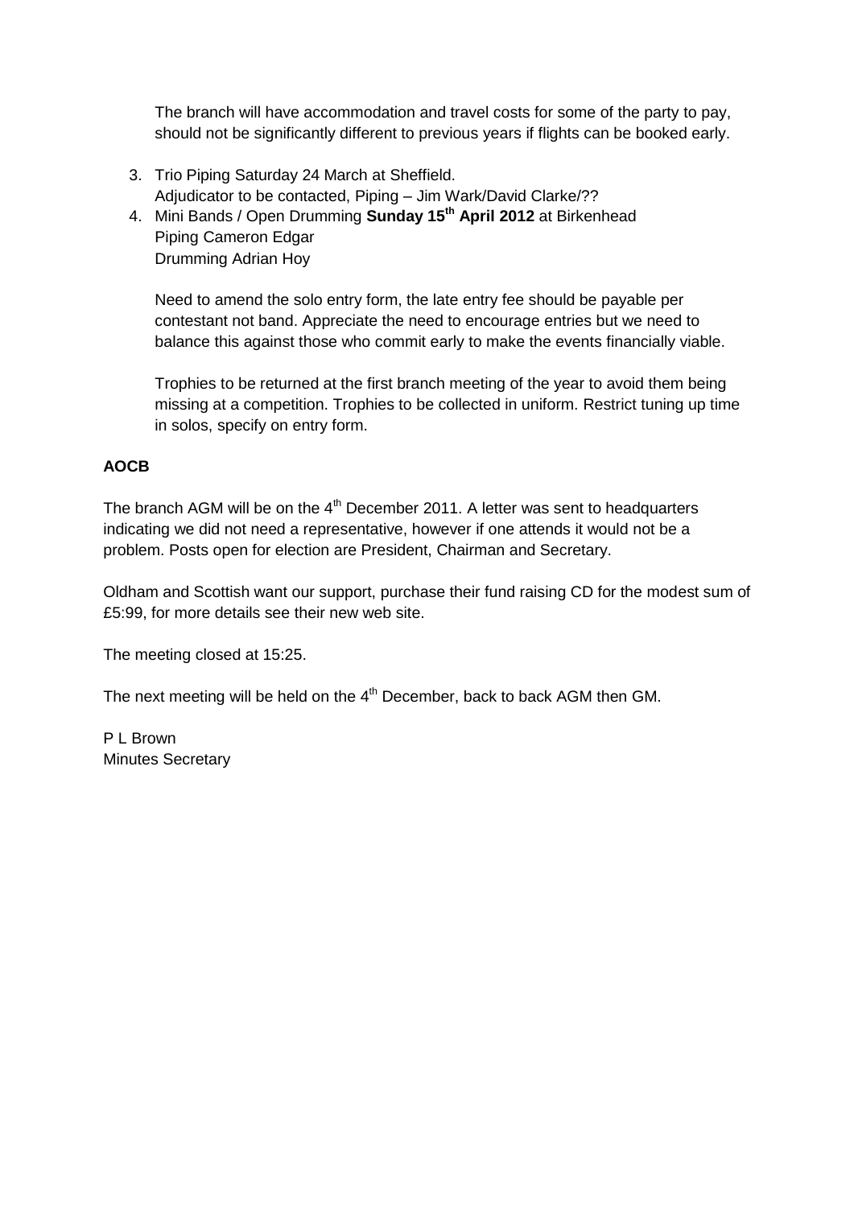The branch will have accommodation and travel costs for some of the party to pay, should not be significantly different to previous years if flights can be booked early.

3. Trio Piping Saturday 24 March at Sheffield.
   Adjudicator to be contacted, Piping – Jim Wark/David Clarke/??
4. Mini Bands / Open Drumming **Sunday 15th April 2012** at Birkenhead
   Piping Cameron Edgar
   Drumming Adrian Hoy

   Need to amend the solo entry form, the late entry fee should be payable per contestant not band. Appreciate the need to encourage entries but we need to balance this against those who commit early to make the events financially viable.

   Trophies to be returned at the first branch meeting of the year to avoid them being missing at a competition. Trophies to be collected in uniform. Restrict tuning up time in solos, specify on entry form.

**AOCB**

The branch AGM will be on the 4th December 2011. A letter was sent to headquarters indicating we did not need a representative, however if one attends it would not be a problem. Posts open for election are President, Chairman and Secretary.

Oldham and Scottish want our support, purchase their fund raising CD for the modest sum of £5:99, for more details see their new web site.

The meeting closed at 15:25.

The next meeting will be held on the 4th December, back to back AGM then GM.

P L Brown
Minutes Secretary